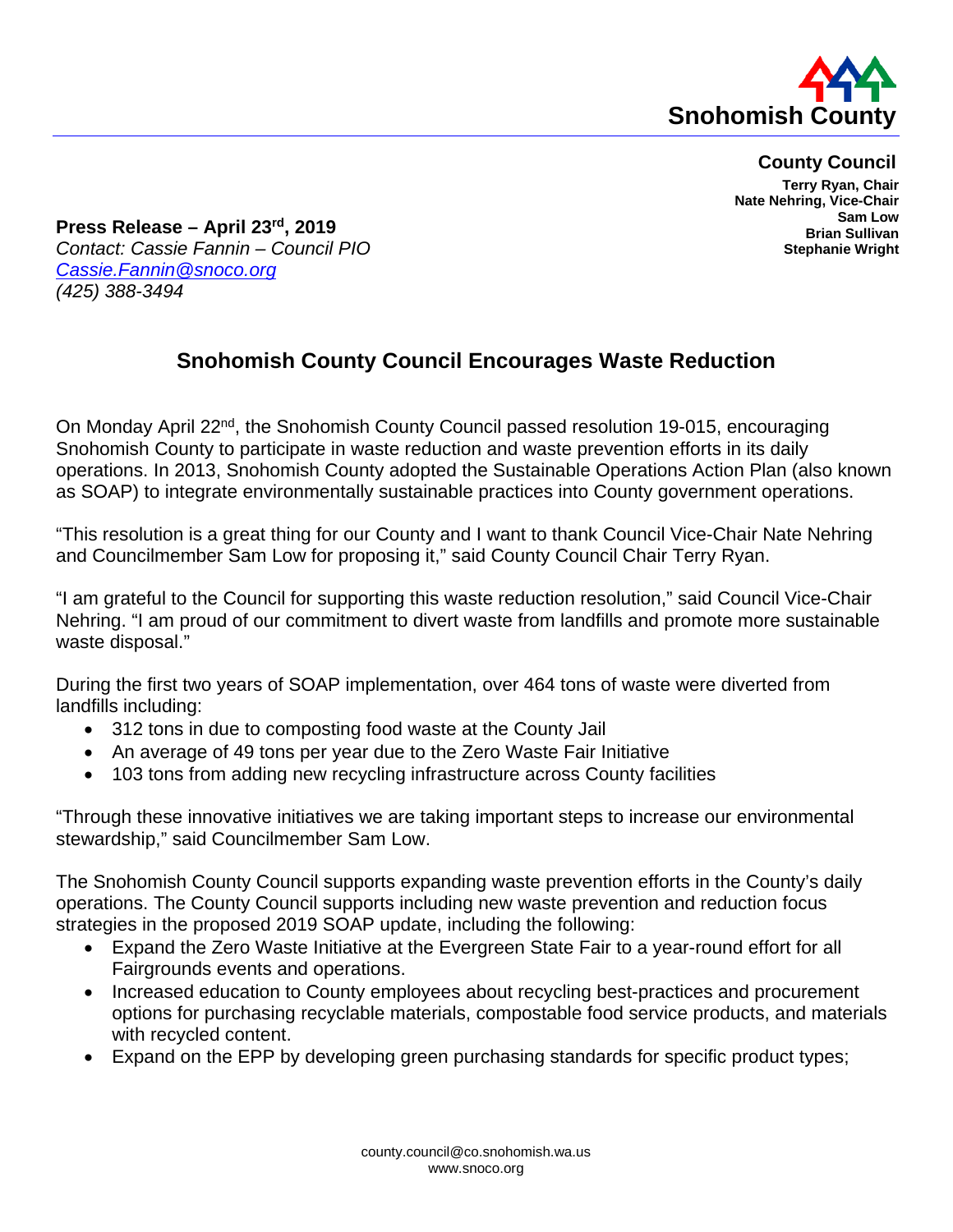**Snohomish County**

**County Council**

**Terry Ryan, Chair**
**Nate Nehring, Vice-Chair**
**Sam Low**
**Brian Sullivan**
**Stephanie Wright**

**Press Release – April 23rd, 2019**
*Contact: Cassie Fannin – Council PIO*
*Cassie.Fannin@snoco.org*
*(425) 388-3494*

## Snohomish County Council Encourages Waste Reduction

On Monday April 22nd, the Snohomish County Council passed resolution 19-015, encouraging Snohomish County to participate in waste reduction and waste prevention efforts in its daily operations. In 2013, Snohomish County adopted the Sustainable Operations Action Plan (also known as SOAP) to integrate environmentally sustainable practices into County government operations.

"This resolution is a great thing for our County and I want to thank Council Vice-Chair Nate Nehring and Councilmember Sam Low for proposing it," said County Council Chair Terry Ryan.

"I am grateful to the Council for supporting this waste reduction resolution," said Council Vice-Chair Nehring. "I am proud of our commitment to divert waste from landfills and promote more sustainable waste disposal."

During the first two years of SOAP implementation, over 464 tons of waste were diverted from landfills including:

- 312 tons in due to composting food waste at the County Jail
- An average of 49 tons per year due to the Zero Waste Fair Initiative
- 103 tons from adding new recycling infrastructure across County facilities

"Through these innovative initiatives we are taking important steps to increase our environmental stewardship," said Councilmember Sam Low.

The Snohomish County Council supports expanding waste prevention efforts in the County's daily operations. The County Council supports including new waste prevention and reduction focus strategies in the proposed 2019 SOAP update, including the following:

- Expand the Zero Waste Initiative at the Evergreen State Fair to a year-round effort for all Fairgrounds events and operations.
- Increased education to County employees about recycling best-practices and procurement options for purchasing recyclable materials, compostable food service products, and materials with recycled content.
- Expand on the EPP by developing green purchasing standards for specific product types;

county.council@co.snohomish.wa.us
www.snoco.org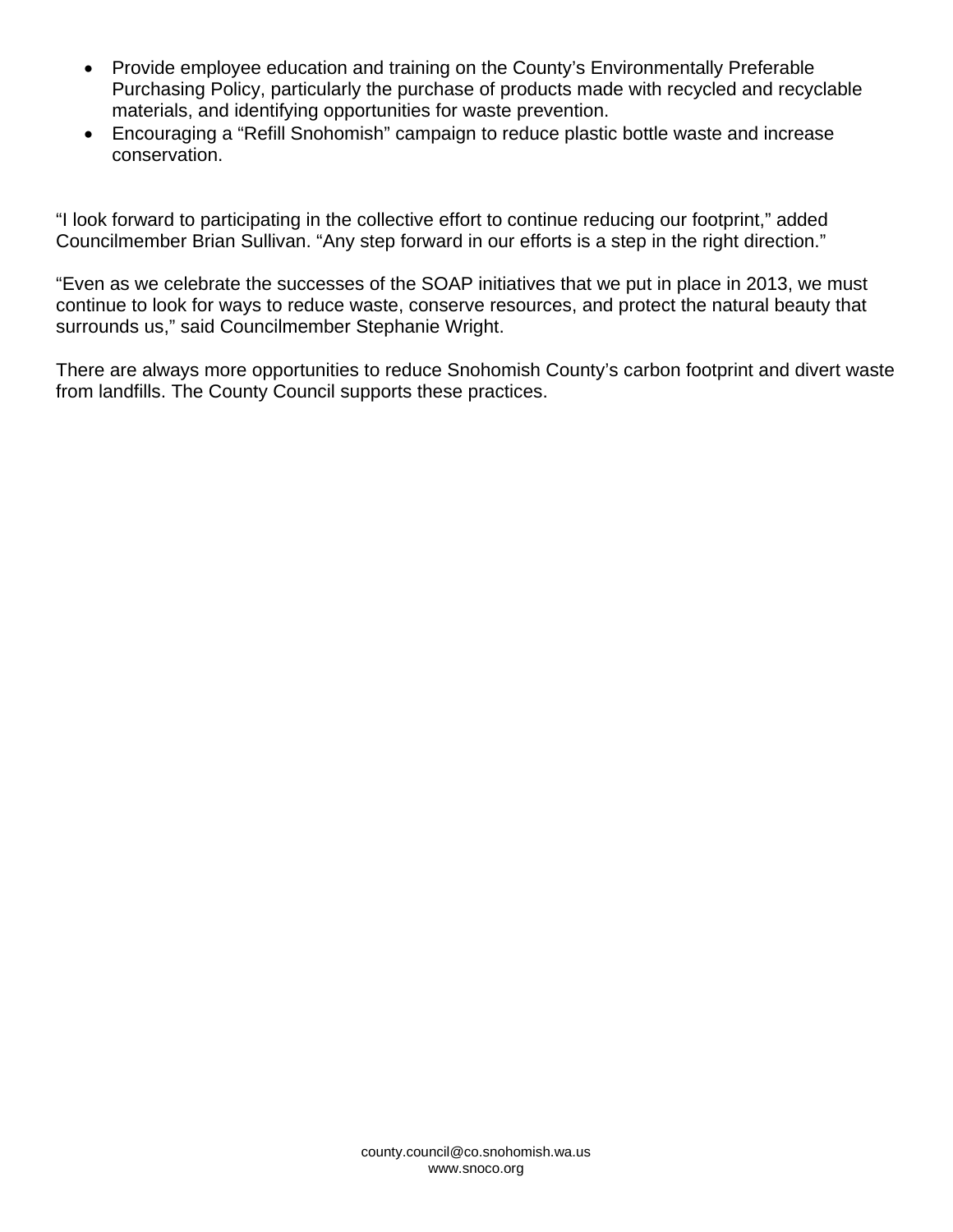- Provide employee education and training on the County's Environmentally Preferable Purchasing Policy, particularly the purchase of products made with recycled and recyclable materials, and identifying opportunities for waste prevention.
- Encouraging a "Refill Snohomish" campaign to reduce plastic bottle waste and increase conservation.

"I look forward to participating in the collective effort to continue reducing our footprint," added Councilmember Brian Sullivan. "Any step forward in our efforts is a step in the right direction."

"Even as we celebrate the successes of the SOAP initiatives that we put in place in 2013, we must continue to look for ways to reduce waste, conserve resources, and protect the natural beauty that surrounds us," said Councilmember Stephanie Wright.

There are always more opportunities to reduce Snohomish County's carbon footprint and divert waste from landfills. The County Council supports these practices.

county.council@co.snohomish.wa.us
www.snoco.org